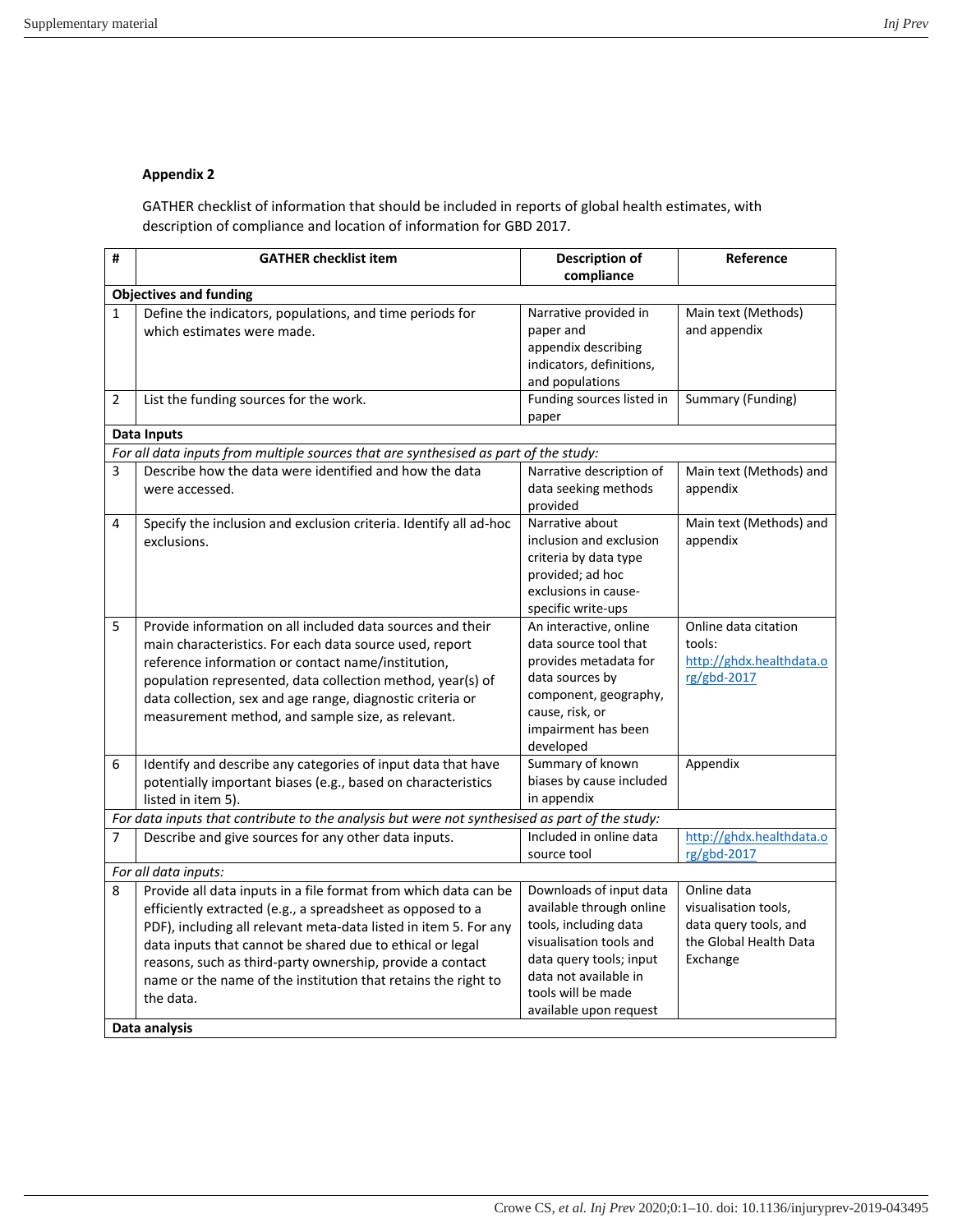**Appendix 2**

GATHER checklist of information that should be included in reports of global health estimates, with description of compliance and location of information for GBD 2017.

| # | GATHER checklist item | Description of compliance | Reference |
|---|---|---|---|
| **Objectives and funding** | | | |
| 1 | Define the indicators, populations, and time periods for which estimates were made. | Narrative provided in paper and appendix describing indicators, definitions, and populations | Main text (Methods) and appendix |
| 2 | List the funding sources for the work. | Funding sources listed in paper | Summary (Funding) |
| **Data Inputs** | | | |
| *For all data inputs from multiple sources that are synthesised as part of the study:* | | | |
| 3 | Describe how the data were identified and how the data were accessed. | Narrative description of data seeking methods provided | Main text (Methods) and appendix |
| 4 | Specify the inclusion and exclusion criteria. Identify all ad-hoc exclusions. | Narrative about inclusion and exclusion criteria by data type provided; ad hoc exclusions in cause-specific write-ups | Main text (Methods) and appendix |
| 5 | Provide information on all included data sources and their main characteristics. For each data source used, report reference information or contact name/institution, population represented, data collection method, year(s) of data collection, sex and age range, diagnostic criteria or measurement method, and sample size, as relevant. | An interactive, online data source tool that provides metadata for data sources by component, geography, cause, risk, or impairment has been developed | Online data citation tools: http://ghdx.healthdata.org/gbd-2017 |
| 6 | Identify and describe any categories of input data that have potentially important biases (e.g., based on characteristics listed in item 5). | Summary of known biases by cause included in appendix | Appendix |
| *For data inputs that contribute to the analysis but were not synthesised as part of the study:* | | | |
| 7 | Describe and give sources for any other data inputs. | Included in online data source tool | http://ghdx.healthdata.org/gbd-2017 |
| *For all data inputs:* | | | |
| 8 | Provide all data inputs in a file format from which data can be efficiently extracted (e.g., a spreadsheet as opposed to a PDF), including all relevant meta-data listed in item 5. For any data inputs that cannot be shared due to ethical or legal reasons, such as third-party ownership, provide a contact name or the name of the institution that retains the right to the data. | Downloads of input data available through online tools, including data visualisation tools and data query tools; input data not available in tools will be made available upon request | Online data visualisation tools, data query tools, and the Global Health Data Exchange |
| **Data analysis** | | | |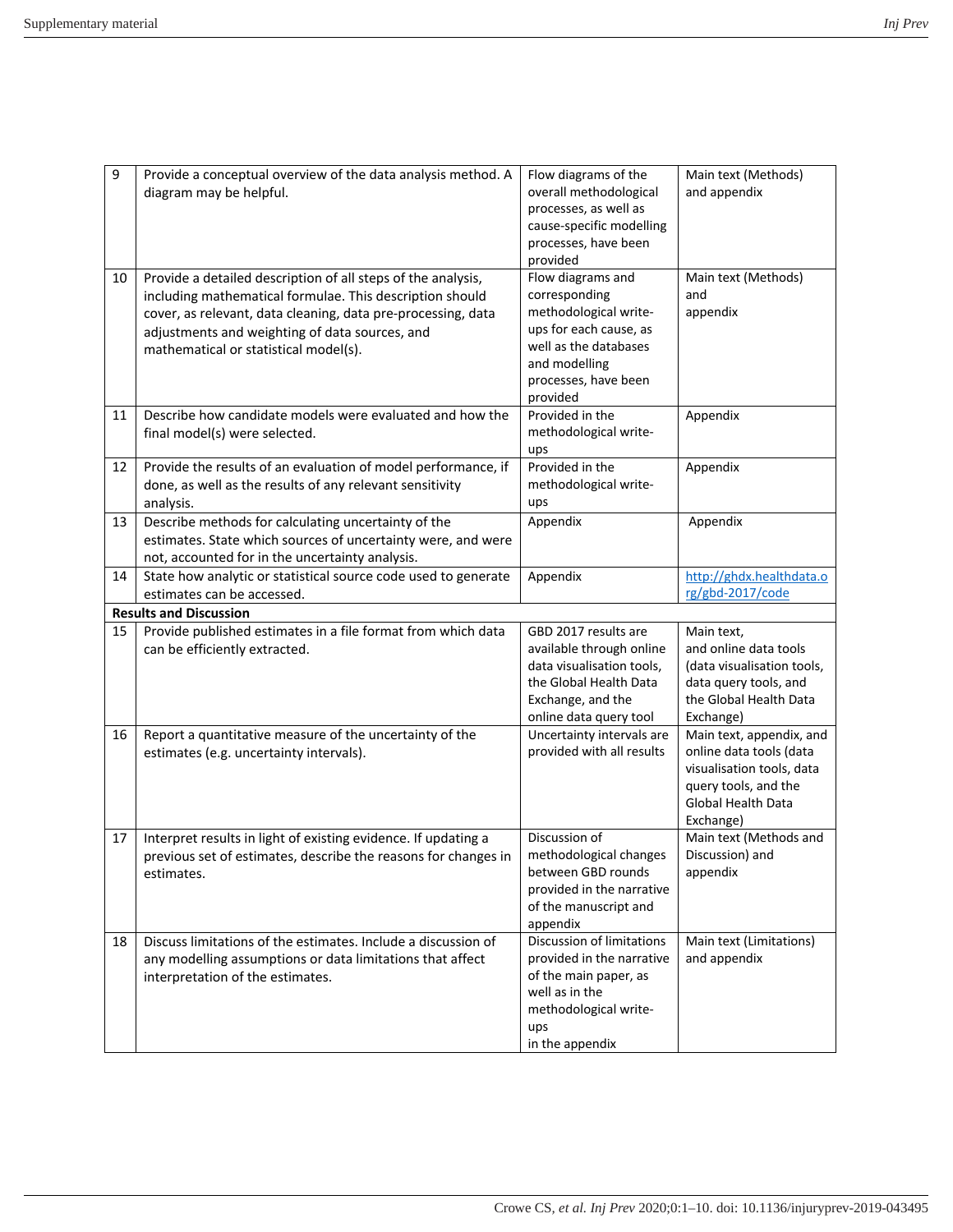| | | | |
|---|---|---|---|
| 9 | Provide a conceptual overview of the data analysis method. A diagram may be helpful. | Flow diagrams of the overall methodological processes, as well as cause-specific modelling processes, have been provided | Main text (Methods) and appendix |
| 10 | Provide a detailed description of all steps of the analysis, including mathematical formulae. This description should cover, as relevant, data cleaning, data pre-processing, data adjustments and weighting of data sources, and mathematical or statistical model(s). | Flow diagrams and corresponding methodological write-ups for each cause, as well as the databases and modelling processes, have been provided | Main text (Methods) and appendix |
| 11 | Describe how candidate models were evaluated and how the final model(s) were selected. | Provided in the methodological write-ups | Appendix |
| 12 | Provide the results of an evaluation of model performance, if done, as well as the results of any relevant sensitivity analysis. | Provided in the methodological write-ups | Appendix |
| 13 | Describe methods for calculating uncertainty of the estimates. State which sources of uncertainty were, and were not, accounted for in the uncertainty analysis. | Appendix | Appendix |
| 14 | State how analytic or statistical source code used to generate estimates can be accessed. | Appendix | http://ghdx.healthdata.org/gbd-2017/code |
| **Results and Discussion** | | | |
| 15 | Provide published estimates in a file format from which data can be efficiently extracted. | GBD 2017 results are available through online data visualisation tools, the Global Health Data Exchange, and the online data query tool | Main text, and online data tools (data visualisation tools, data query tools, and the Global Health Data Exchange) |
| 16 | Report a quantitative measure of the uncertainty of the estimates (e.g. uncertainty intervals). | Uncertainty intervals are provided with all results | Main text, appendix, and online data tools (data visualisation tools, data query tools, and the Global Health Data Exchange) |
| 17 | Interpret results in light of existing evidence. If updating a previous set of estimates, describe the reasons for changes in estimates. | Discussion of methodological changes between GBD rounds provided in the narrative of the manuscript and appendix | Main text (Methods and Discussion) and appendix |
| 18 | Discuss limitations of the estimates. Include a discussion of any modelling assumptions or data limitations that affect interpretation of the estimates. | Discussion of limitations provided in the narrative of the main paper, as well as in the methodological write-ups in the appendix | Main text (Limitations) and appendix |